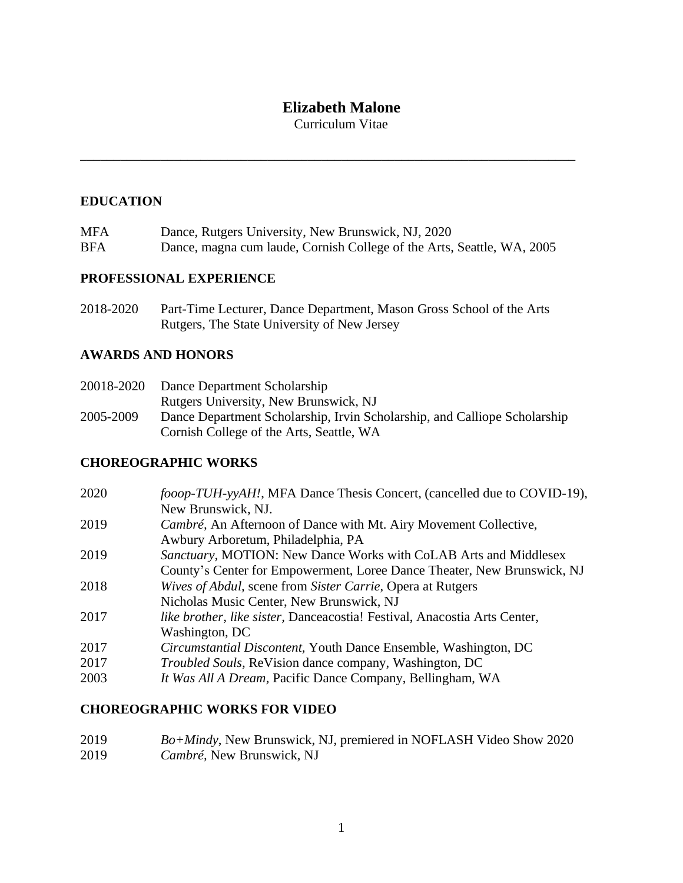# Elizabeth Malone

Curriculum Vitae

---

## EDUCATION

MFA Dance, Rutgers University, New Brunswick, NJ, 2020
BFA Dance, magna cum laude, Cornish College of the Arts, Seattle, WA, 2005

## PROFESSIONAL EXPERIENCE

2018-2020 Part-Time Lecturer, Dance Department, Mason Gross School of the Arts
Rutgers, The State University of New Jersey

## AWARDS AND HONORS

20018-2020 Dance Department Scholarship
Rutgers University, New Brunswick, NJ

2005-2009 Dance Department Scholarship, Irvin Scholarship, and Calliope Scholarship
Cornish College of the Arts, Seattle, WA

## CHOREOGRAPHIC WORKS

2020 *fooop-TUH-yyAH!*, MFA Dance Thesis Concert, (cancelled due to COVID-19), New Brunswick, NJ.

2019 *Cambré,* An Afternoon of Dance with Mt. Airy Movement Collective, Awbury Arboretum, Philadelphia, PA

2019 *Sanctuary*, MOTION: New Dance Works with CoLAB Arts and Middlesex County's Center for Empowerment, Loree Dance Theater, New Brunswick, NJ

2018 *Wives of Abdul,* scene from *Sister Carrie*, Opera at Rutgers
Nicholas Music Center, New Brunswick, NJ

2017 *like brother, like sister,* Danceacostia! Festival, Anacostia Arts Center, Washington, DC

2017 *Circumstantial Discontent*, Youth Dance Ensemble, Washington, DC

2017 *Troubled Souls,* ReVision dance company, Washington, DC

2003 *It Was All A Dream*, Pacific Dance Company, Bellingham, WA

## CHOREOGRAPHIC WORKS FOR VIDEO

2019 *Bo+Mindy*, New Brunswick, NJ, premiered in NOFLASH Video Show 2020

2019 *Cambré,* New Brunswick, NJ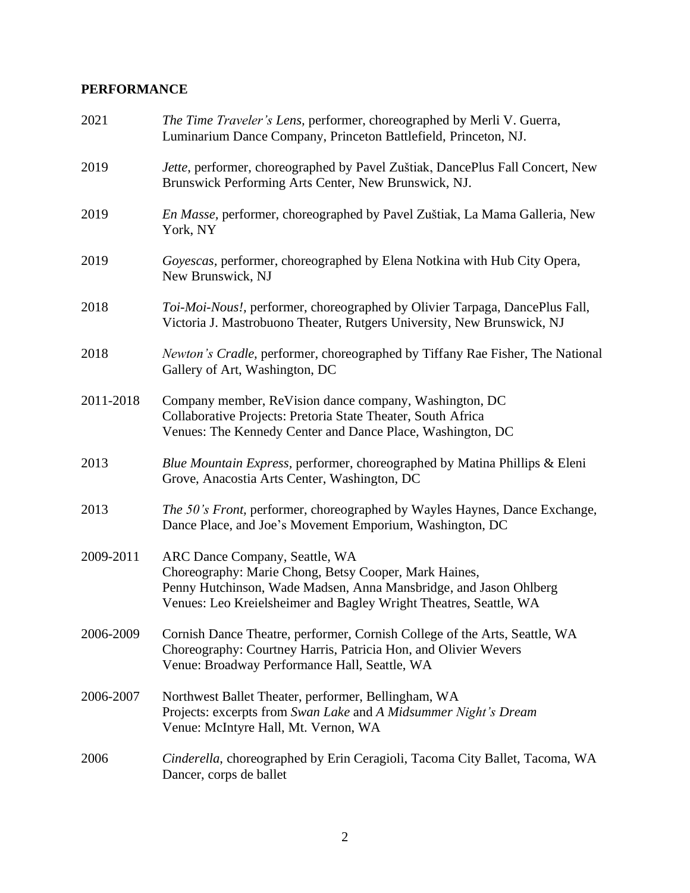## PERFORMANCE

2021 *The Time Traveler's Lens,* performer, choreographed by Merli V. Guerra, Luminarium Dance Company, Princeton Battlefield, Princeton, NJ.

2019 *Jette*, performer, choreographed by Pavel Zuštiak, DancePlus Fall Concert, New Brunswick Performing Arts Center, New Brunswick, NJ.

2019 *En Masse,* performer, choreographed by Pavel Zuštiak, La Mama Galleria, New York, NY

2019 *Goyescas,* performer, choreographed by Elena Notkina with Hub City Opera, New Brunswick, NJ

2018 *Toi-Moi-Nous!,* performer, choreographed by Olivier Tarpaga, DancePlus Fall, Victoria J. Mastrobuono Theater, Rutgers University, New Brunswick, NJ

2018 *Newton's Cradle,* performer, choreographed by Tiffany Rae Fisher, The National Gallery of Art, Washington, DC

2011-2018 Company member, ReVision dance company, Washington, DC
Collaborative Projects: Pretoria State Theater, South Africa
Venues: The Kennedy Center and Dance Place, Washington, DC

2013 *Blue Mountain Express,* performer, choreographed by Matina Phillips & Eleni Grove, Anacostia Arts Center, Washington, DC

2013 *The 50's Front,* performer, choreographed by Wayles Haynes, Dance Exchange, Dance Place, and Joe's Movement Emporium, Washington, DC

2009-2011 ARC Dance Company, Seattle, WA
Choreography: Marie Chong, Betsy Cooper, Mark Haines,
Penny Hutchinson, Wade Madsen, Anna Mansbridge, and Jason Ohlberg
Venues: Leo Kreielsheimer and Bagley Wright Theatres, Seattle, WA

2006-2009 Cornish Dance Theatre, performer, Cornish College of the Arts, Seattle, WA
Choreography: Courtney Harris, Patricia Hon, and Olivier Wevers
Venue: Broadway Performance Hall, Seattle, WA

2006-2007 Northwest Ballet Theater, performer, Bellingham, WA
Projects: excerpts from *Swan Lake* and *A Midsummer Night's Dream*
Venue: McIntyre Hall, Mt. Vernon, WA

2006 *Cinderella*, choreographed by Erin Ceragioli, Tacoma City Ballet, Tacoma, WA
Dancer, corps de ballet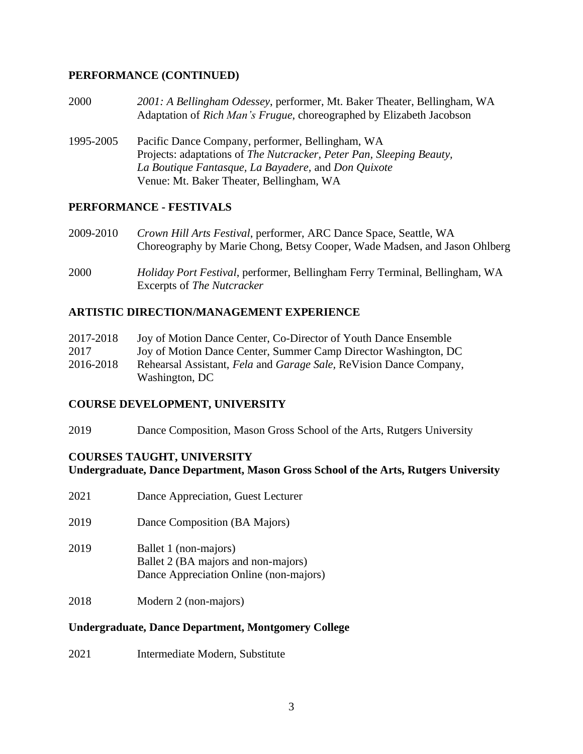## PERFORMANCE (CONTINUED)

2000 — *2001: A Bellingham Odessey*, performer, Mt. Baker Theater, Bellingham, WA
Adaptation of *Rich Man's Frugue*, choreographed by Elizabeth Jacobson

1995-2005 — Pacific Dance Company, performer, Bellingham, WA
Projects: adaptations of *The Nutcracker, Peter Pan, Sleeping Beauty, La Boutique Fantasque, La Bayadere,* and *Don Quixote*
Venue: Mt. Baker Theater, Bellingham, WA

## PERFORMANCE - FESTIVALS

2009-2010 — *Crown Hill Arts Festival*, performer, ARC Dance Space, Seattle, WA
Choreography by Marie Chong, Betsy Cooper, Wade Madsen, and Jason Ohlberg

2000 — *Holiday Port Festival*, performer, Bellingham Ferry Terminal, Bellingham, WA
Excerpts of *The Nutcracker*

## ARTISTIC DIRECTION/MANAGEMENT EXPERIENCE

2017-2018 — Joy of Motion Dance Center, Co-Director of Youth Dance Ensemble
2017 — Joy of Motion Dance Center, Summer Camp Director Washington, DC
2016-2018 — Rehearsal Assistant, *Fela* and *Garage Sale,* ReVision Dance Company, Washington, DC

## COURSE DEVELOPMENT, UNIVERSITY

2019 — Dance Composition, Mason Gross School of the Arts, Rutgers University

## COURSES TAUGHT, UNIVERSITY

**Undergraduate, Dance Department, Mason Gross School of the Arts, Rutgers University**

2021 — Dance Appreciation, Guest Lecturer

2019 — Dance Composition (BA Majors)

2019 — Ballet 1 (non-majors)
Ballet 2 (BA majors and non-majors)
Dance Appreciation Online (non-majors)

2018 — Modern 2 (non-majors)

**Undergraduate, Dance Department, Montgomery College**

2021 — Intermediate Modern, Substitute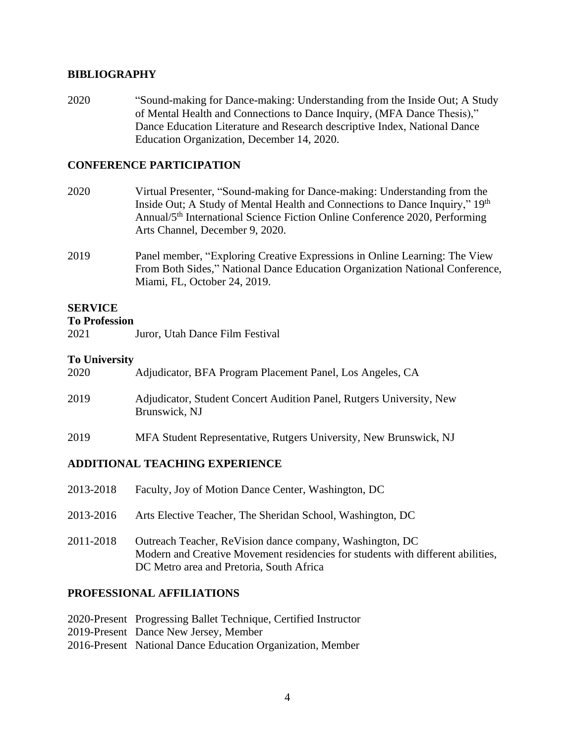## BIBLIOGRAPHY

2020 "Sound-making for Dance-making: Understanding from the Inside Out; A Study of Mental Health and Connections to Dance Inquiry, (MFA Dance Thesis)," Dance Education Literature and Research descriptive Index, National Dance Education Organization, December 14, 2020.

## CONFERENCE PARTICIPATION

2020 Virtual Presenter, "Sound-making for Dance-making: Understanding from the Inside Out; A Study of Mental Health and Connections to Dance Inquiry," 19th Annual/5th International Science Fiction Online Conference 2020, Performing Arts Channel, December 9, 2020.

2019 Panel member, "Exploring Creative Expressions in Online Learning: The View From Both Sides," National Dance Education Organization National Conference, Miami, FL, October 24, 2019.

## SERVICE

### To Profession

2021 Juror, Utah Dance Film Festival

### To University

2020 Adjudicator, BFA Program Placement Panel, Los Angeles, CA

2019 Adjudicator, Student Concert Audition Panel, Rutgers University, New Brunswick, NJ

2019 MFA Student Representative, Rutgers University, New Brunswick, NJ

## ADDITIONAL TEACHING EXPERIENCE

2013-2018 Faculty, Joy of Motion Dance Center, Washington, DC

2013-2016 Arts Elective Teacher, The Sheridan School, Washington, DC

2011-2018 Outreach Teacher, ReVision dance company, Washington, DC
Modern and Creative Movement residencies for students with different abilities, DC Metro area and Pretoria, South Africa

## PROFESSIONAL AFFILIATIONS

2020-Present Progressing Ballet Technique, Certified Instructor
2019-Present Dance New Jersey, Member
2016-Present National Dance Education Organization, Member